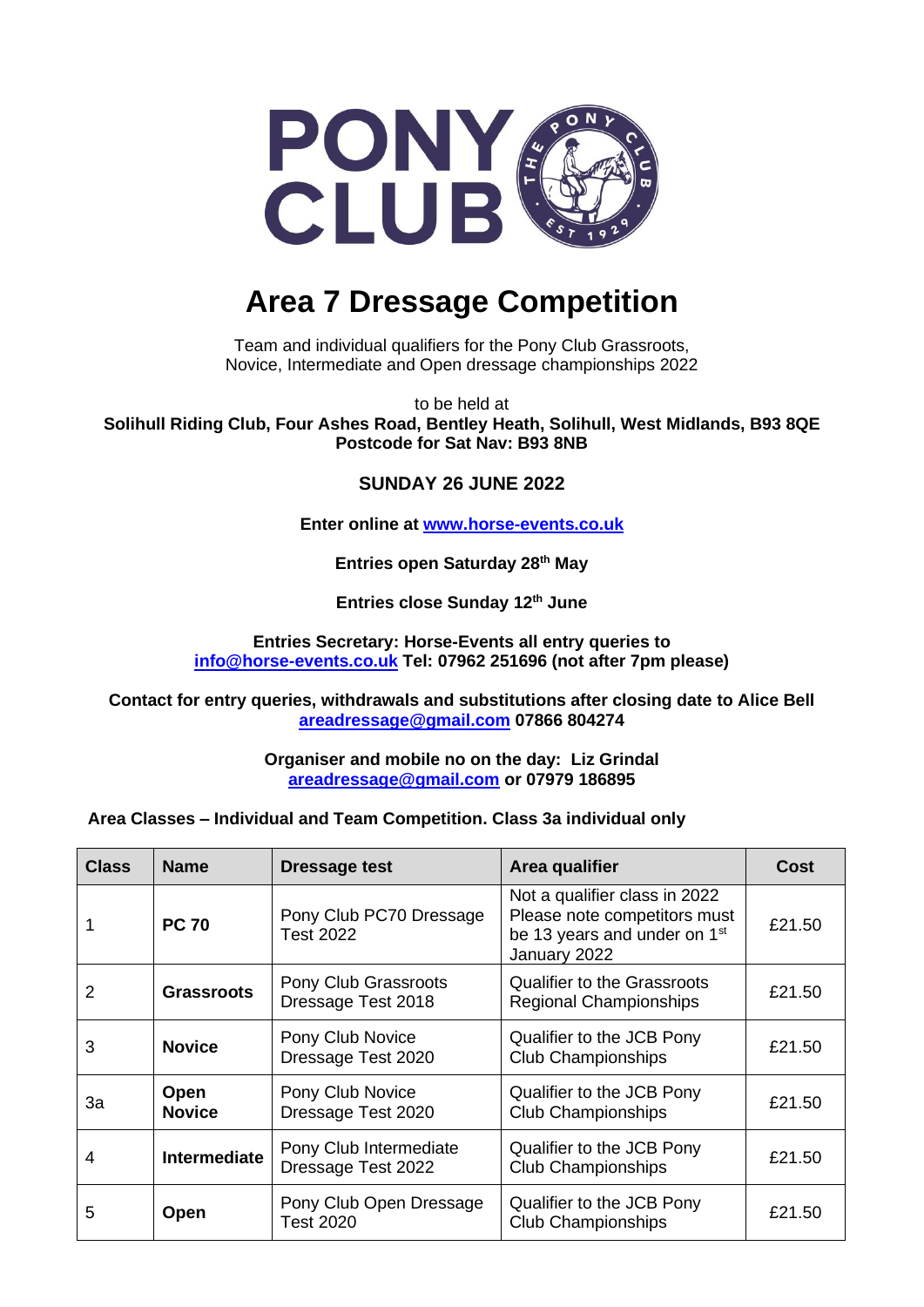# Area 7 Dressage Competition

Team and individual qualifiers for the Pony Club Grassroots, Novice, Intermediate and Open dressage championships 2022

to be held at
**Solihull Riding Club, Four Ashes Road, Bentley Heath, Solihull, West Midlands, B93 8QE**
**Postcode for Sat Nav: B93 8NB**

**SUNDAY 26 JUNE 2022**

**Enter online at www.horse-events.co.uk**

**Entries open Saturday 28th May**

**Entries close Sunday 12th June**

**Entries Secretary: Horse-Events all entry queries to info@horse-events.co.uk Tel: 07962 251696 (not after 7pm please)**

**Contact for entry queries, withdrawals and substitutions after closing date to Alice Bell areadressage@gmail.com 07866 804274**

**Organiser and mobile no on the day: Liz Grindal areadressage@gmail.com or 07979 186895**

**Area Classes – Individual and Team Competition. Class 3a individual only**

| Class | Name | Dressage test | Area qualifier | Cost |
|---|---|---|---|---|
| 1 | **PC 70** | Pony Club PC70 Dressage Test 2022 | Not a qualifier class in 2022 Please note competitors must be 13 years and under on 1st January 2022 | £21.50 |
| 2 | **Grassroots** | Pony Club Grassroots Dressage Test 2018 | Qualifier to the Grassroots Regional Championships | £21.50 |
| 3 | **Novice** | Pony Club Novice Dressage Test 2020 | Qualifier to the JCB Pony Club Championships | £21.50 |
| 3a | **Open Novice** | Pony Club Novice Dressage Test 2020 | Qualifier to the JCB Pony Club Championships | £21.50 |
| 4 | **Intermediate** | Pony Club Intermediate Dressage Test 2022 | Qualifier to the JCB Pony Club Championships | £21.50 |
| 5 | **Open** | Pony Club Open Dressage Test 2020 | Qualifier to the JCB Pony Club Championships | £21.50 |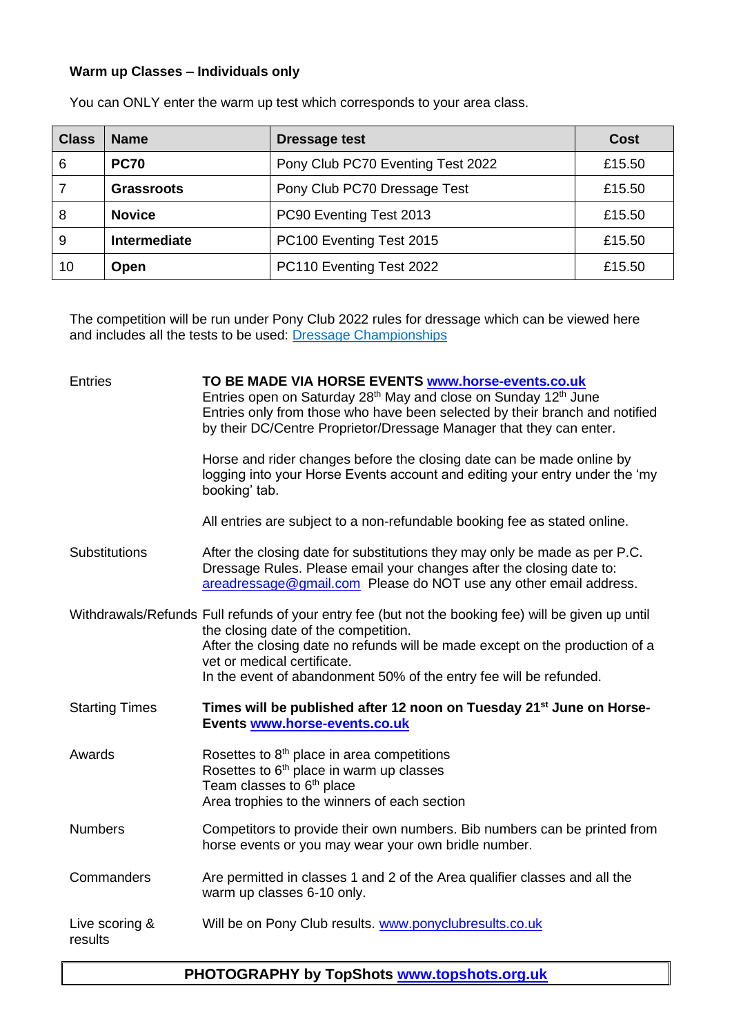**Warm up Classes – Individuals only**

You can ONLY enter the warm up test which corresponds to your area class.

| Class | Name | Dressage test | Cost |
|---|---|---|---|
| 6 | **PC70** | Pony Club PC70 Eventing Test 2022 | £15.50 |
| 7 | **Grassroots** | Pony Club PC70 Dressage Test | £15.50 |
| 8 | **Novice** | PC90 Eventing Test 2013 | £15.50 |
| 9 | **Intermediate** | PC100 Eventing Test 2015 | £15.50 |
| 10 | **Open** | PC110 Eventing Test 2022 | £15.50 |

The competition will be run under Pony Club 2022 rules for dressage which can be viewed here and includes all the tests to be used: [Dressage Championships](#)

**Entries**

**TO BE MADE VIA HORSE EVENTS [www.horse-events.co.uk](http://www.horse-events.co.uk)**
Entries open on Saturday 28th May and close on Sunday 12th June
Entries only from those who have been selected by their branch and notified by their DC/Centre Proprietor/Dressage Manager that they can enter.

Horse and rider changes before the closing date can be made online by logging into your Horse Events account and editing your entry under the 'my booking' tab.

All entries are subject to a non-refundable booking fee as stated online.

**Substitutions**

After the closing date for substitutions they may only be made as per P.C. Dressage Rules. Please email your changes after the closing date to: [areadressage@gmail.com](mailto:areadressage@gmail.com) Please do NOT use any other email address.

**Withdrawals/Refunds**

Full refunds of your entry fee (but not the booking fee) will be given up until the closing date of the competition.
After the closing date no refunds will be made except on the production of a vet or medical certificate.
In the event of abandonment 50% of the entry fee will be refunded.

**Starting Times**

**Times will be published after 12 noon on Tuesday 21st June on Horse-Events [www.horse-events.co.uk](http://www.horse-events.co.uk)**

**Awards**

Rosettes to 8th place in area competitions
Rosettes to 6th place in warm up classes
Team classes to 6th place
Area trophies to the winners of each section

**Numbers**

Competitors to provide their own numbers. Bib numbers can be printed from horse events or you may wear your own bridle number.

**Commanders**

Are permitted in classes 1 and 2 of the Area qualifier classes and all the warm up classes 6-10 only.

**Live scoring & results**

Will be on Pony Club results. [www.ponyclubresults.co.uk](http://www.ponyclubresults.co.uk)

**PHOTOGRAPHY by TopShots [www.topshots.org.uk](http://www.topshots.org.uk)**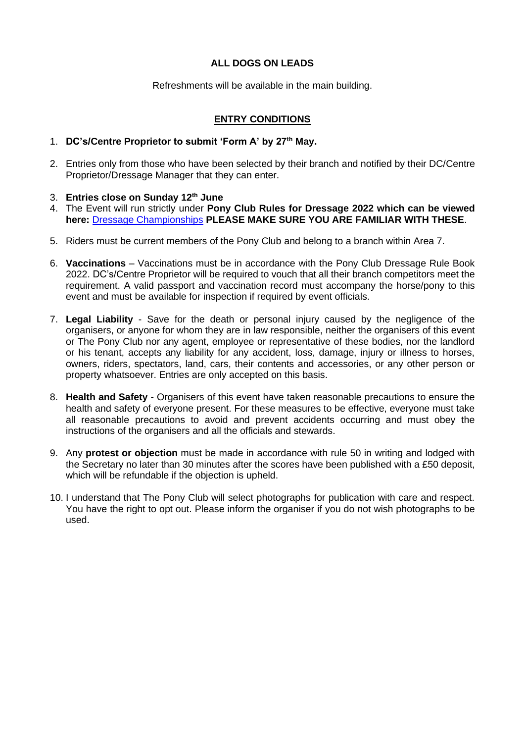**ALL DOGS ON LEADS**

Refreshments will be available in the main building.

## ENTRY CONDITIONS

1. **DC's/Centre Proprietor to submit 'Form A' by 27th May.**
2. Entries only from those who have been selected by their branch and notified by their DC/Centre Proprietor/Dressage Manager that they can enter.
3. **Entries close on Sunday 12th June**
4. The Event will run strictly under **Pony Club Rules for Dressage 2022 which can be viewed here:** Dressage Championships **PLEASE MAKE SURE YOU ARE FAMILIAR WITH THESE**.
5. Riders must be current members of the Pony Club and belong to a branch within Area 7.
6. **Vaccinations** – Vaccinations must be in accordance with the Pony Club Dressage Rule Book 2022. DC's/Centre Proprietor will be required to vouch that all their branch competitors meet the requirement. A valid passport and vaccination record must accompany the horse/pony to this event and must be available for inspection if required by event officials.
7. **Legal Liability** - Save for the death or personal injury caused by the negligence of the organisers, or anyone for whom they are in law responsible, neither the organisers of this event or The Pony Club nor any agent, employee or representative of these bodies, nor the landlord or his tenant, accepts any liability for any accident, loss, damage, injury or illness to horses, owners, riders, spectators, land, cars, their contents and accessories, or any other person or property whatsoever. Entries are only accepted on this basis.
8. **Health and Safety** - Organisers of this event have taken reasonable precautions to ensure the health and safety of everyone present. For these measures to be effective, everyone must take all reasonable precautions to avoid and prevent accidents occurring and must obey the instructions of the organisers and all the officials and stewards.
9. Any **protest or objection** must be made in accordance with rule 50 in writing and lodged with the Secretary no later than 30 minutes after the scores have been published with a £50 deposit, which will be refundable if the objection is upheld.
10. I understand that The Pony Club will select photographs for publication with care and respect. You have the right to opt out. Please inform the organiser if you do not wish photographs to be used.